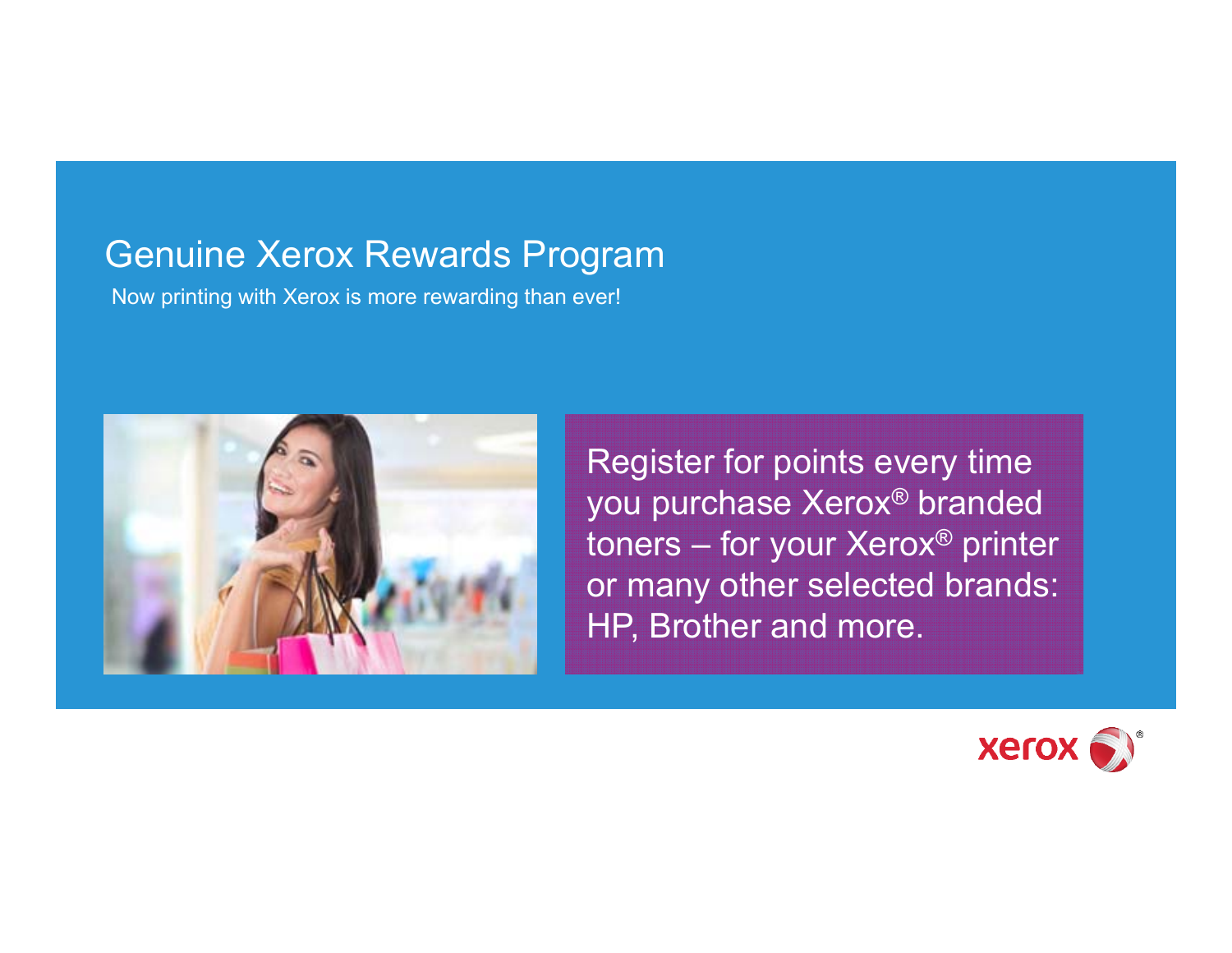# Genuine Xerox Rewards Program

Now printing with Xerox is more rewarding than ever!

Register for points every time you purchase Xerox® branded toners – for your Xerox® printer or many other selected brands: HP, Brother and more.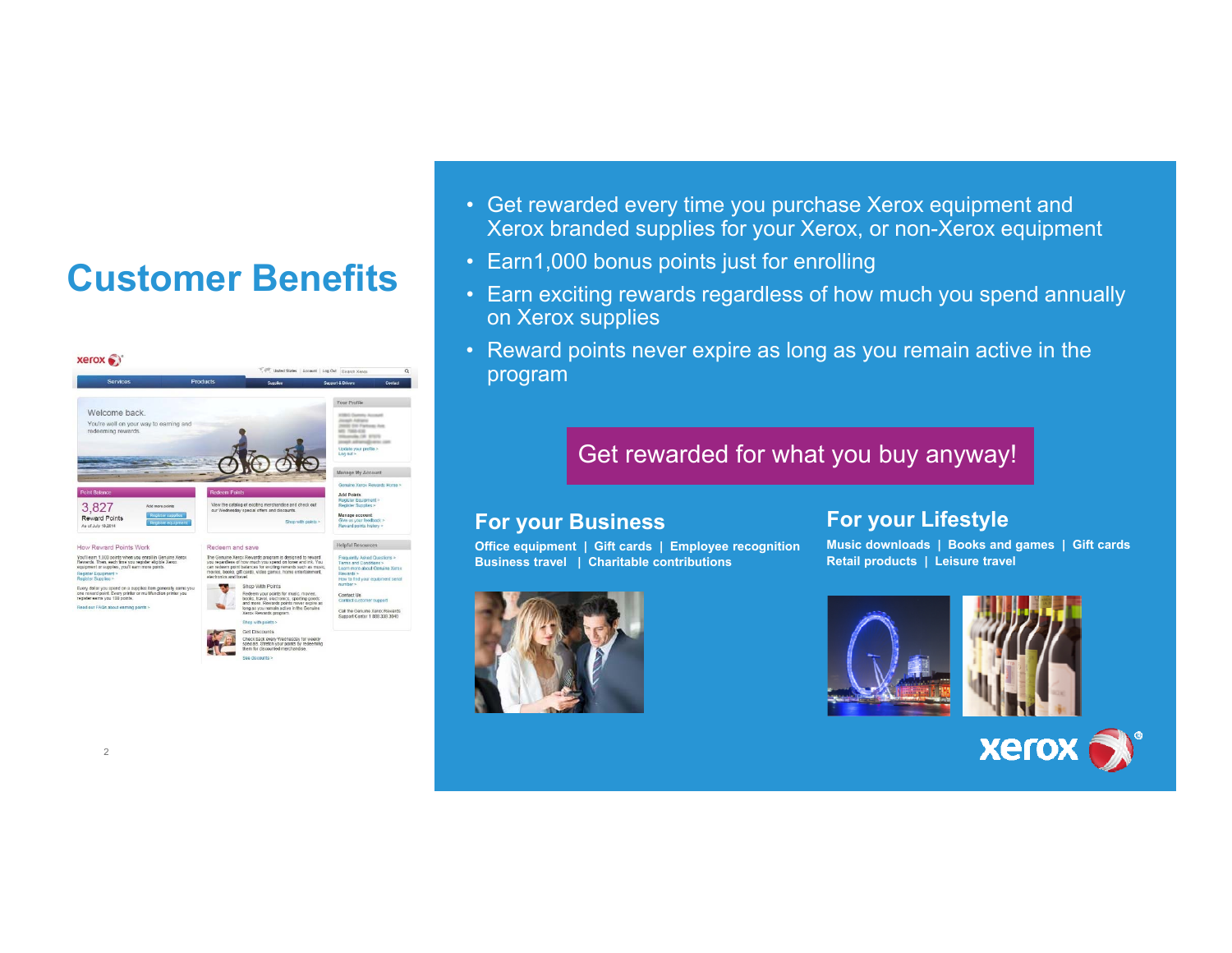# Customer Benefits

- Get rewarded every time you purchase Xerox equipment and Xerox branded supplies for your Xerox, or non-Xerox equipment
- Earn1,000 bonus points just for enrolling
- Earn exciting rewards regardless of how much you spend annually on Xerox supplies
- Reward points never expire as long as you remain active in the program

**Get rewarded for what you buy anyway!**

## For your Business

Office equipment | Gift cards | Employee recognition
Business travel | Charitable contributions

## For your Lifestyle

Music downloads | Books and games | Gift cards
Retail products | Leisure travel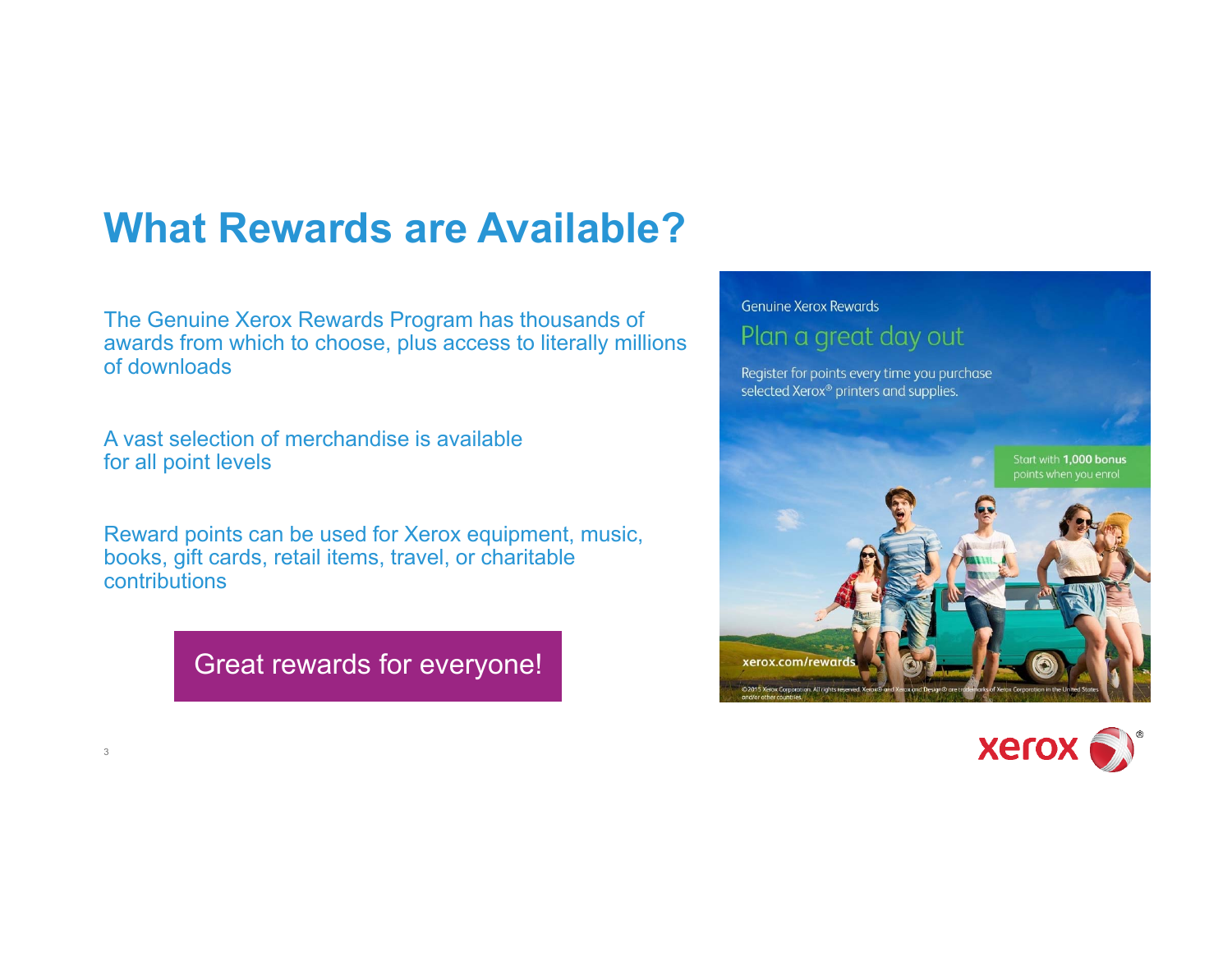# What Rewards are Available?

The Genuine Xerox Rewards Program has thousands of awards from which to choose, plus access to literally millions of downloads

A vast selection of merchandise is available for all point levels

Reward points can be used for Xerox equipment, music, books, gift cards, retail items, travel, or charitable contributions

Great rewards for everyone!

Genuine Xerox Rewards

Plan a great day out

Register for points every time you purchase selected Xerox® printers and supplies.

Start with **1,000 bonus** points when you enrol

xerox.com/rewards

©2015 Xerox Corporation. All rights reserved. Xerox® and Xerox and Design® are trademarks of Xerox Corporation in the United States and/or other countries.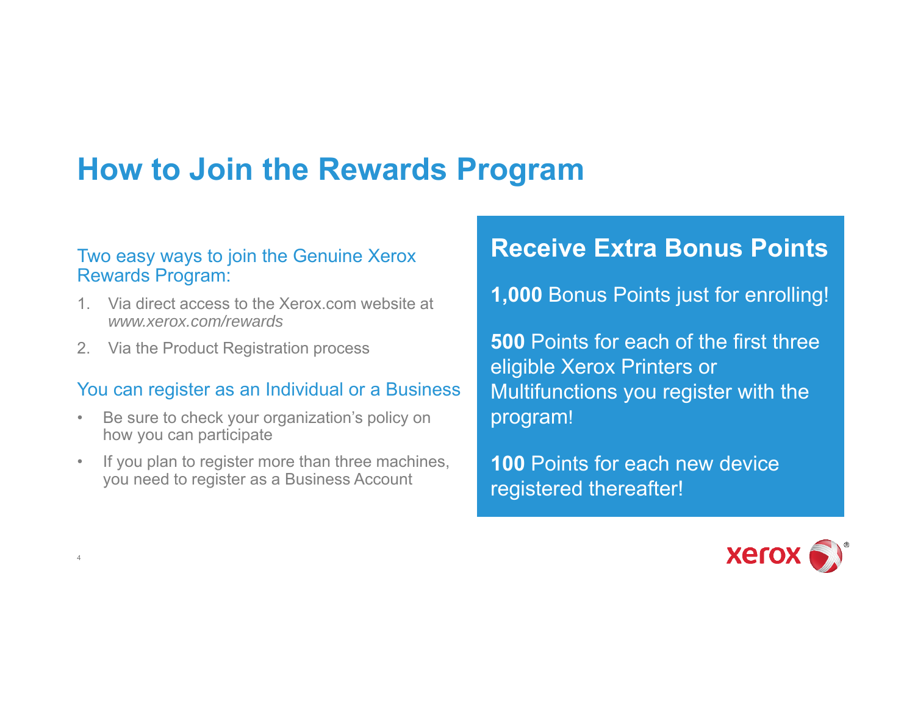# How to Join the Rewards Program

## Two easy ways to join the Genuine Xerox Rewards Program:

1. Via direct access to the Xerox.com website at *www.xerox.com/rewards*
2. Via the Product Registration process

## You can register as an Individual or a Business

- Be sure to check your organization's policy on how you can participate
- If you plan to register more than three machines, you need to register as a Business Account

## Receive Extra Bonus Points

**1,000** Bonus Points just for enrolling!

**500** Points for each of the first three eligible Xerox Printers or Multifunctions you register with the program!

**100** Points for each new device registered thereafter!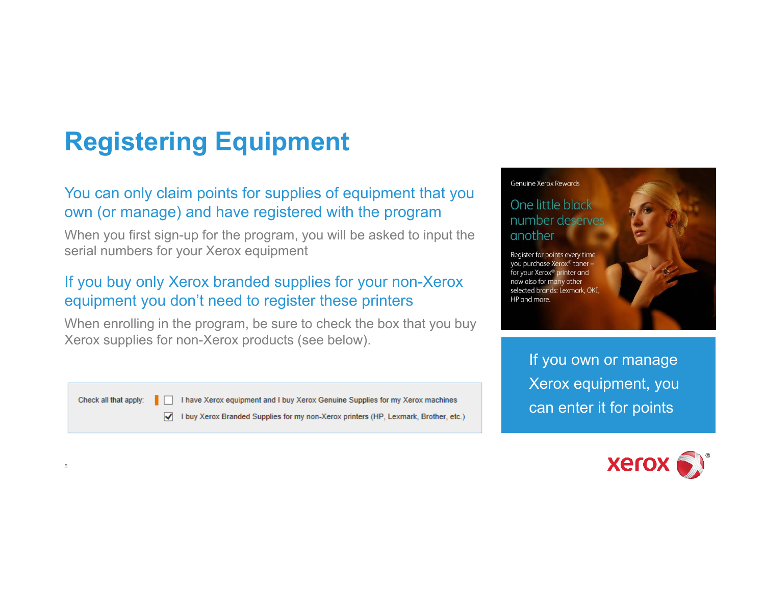# Registering Equipment

## You can only claim points for supplies of equipment that you own (or manage) and have registered with the program

When you first sign-up for the program, you will be asked to input the serial numbers for your Xerox equipment

## If you buy only Xerox branded supplies for your non-Xerox equipment you don't need to register these printers

When enrolling in the program, be sure to check the box that you buy Xerox supplies for non-Xerox products (see below).

Check all that apply:

- [ ] I have Xerox equipment and I buy Xerox Genuine Supplies for my Xerox machines
- [x] I buy Xerox Branded Supplies for my non-Xerox printers (HP, Lexmark, Brother, etc.)

Genuine Xerox Rewards

One little black number deserves another

Register for points every time you purchase Xerox® toner – for your Xerox® printer and now also for many other selected brands: Lexmark, OKI, HP and more.

If you own or manage Xerox equipment, you can enter it for points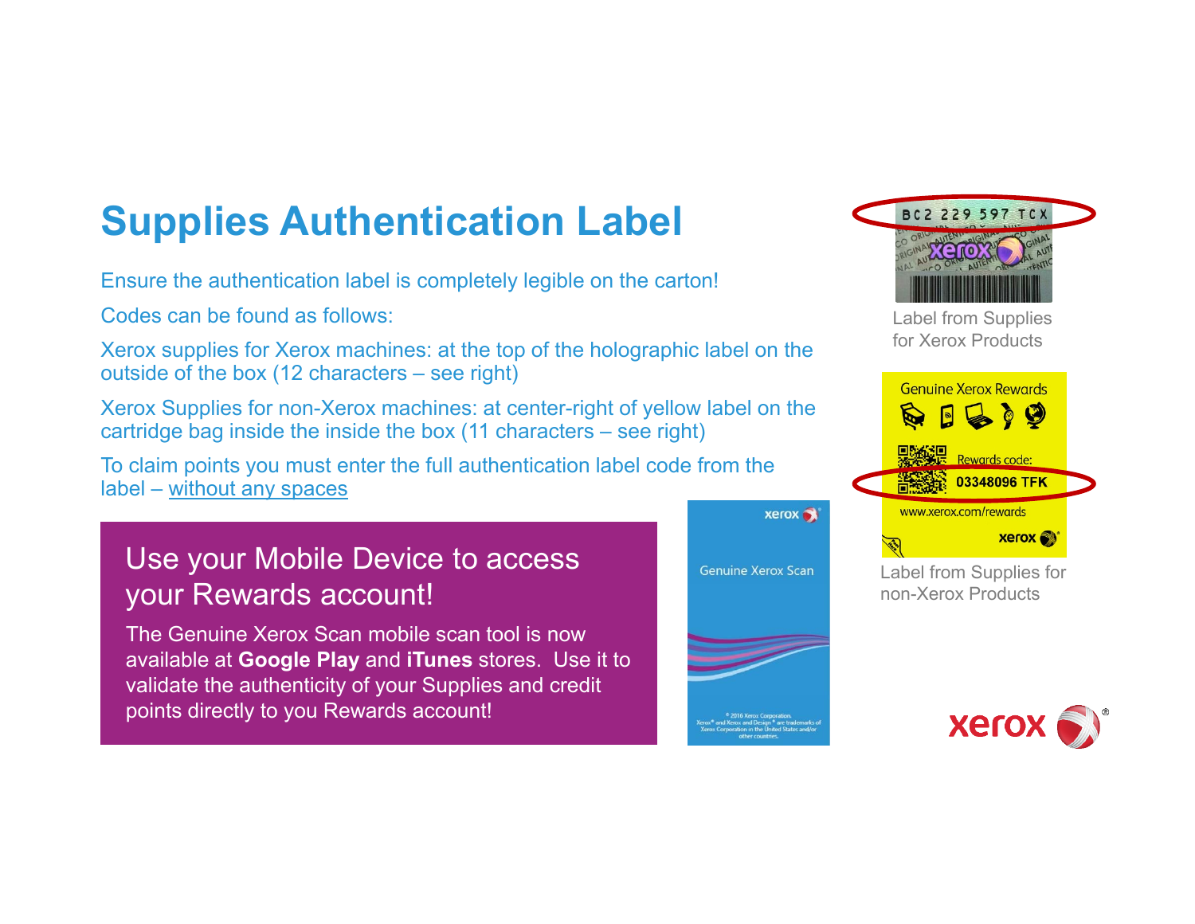# Supplies Authentication Label

Ensure the authentication label is completely legible on the carton!

Codes can be found as follows:

Xerox supplies for Xerox machines: at the top of the holographic label on the outside of the box (12 characters – see right)

Xerox Supplies for non-Xerox machines: at center-right of yellow label on the cartridge bag inside the inside the box (11 characters – see right)

To claim points you must enter the full authentication label code from the label – without any spaces

BC2 229 597 TCX

Label from Supplies for Xerox Products

Genuine Xerox Rewards

Rewards code:
03348096 TFK

www.xerox.com/rewards

Label from Supplies for non-Xerox Products

## Use your Mobile Device to access your Rewards account!

The Genuine Xerox Scan mobile scan tool is now available at **Google Play** and **iTunes** stores. Use it to validate the authenticity of your Supplies and credit points directly to you Rewards account!

Genuine Xerox Scan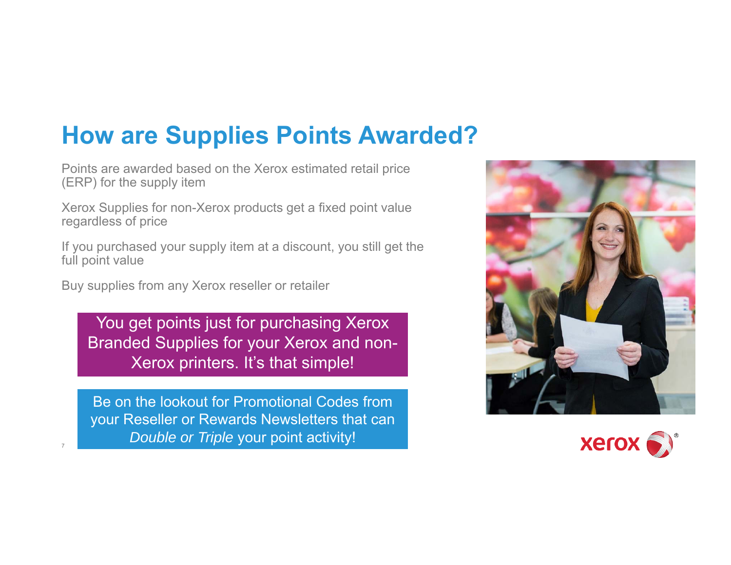# How are Supplies Points Awarded?

Points are awarded based on the Xerox estimated retail price (ERP) for the supply item

Xerox Supplies for non-Xerox products get a fixed point value regardless of price

If you purchased your supply item at a discount, you still get the full point value

Buy supplies from any Xerox reseller or retailer

You get points just for purchasing Xerox Branded Supplies for your Xerox and non-Xerox printers. It's that simple!

Be on the lookout for Promotional Codes from your Reseller or Rewards Newsletters that can *Double or Triple* your point activity!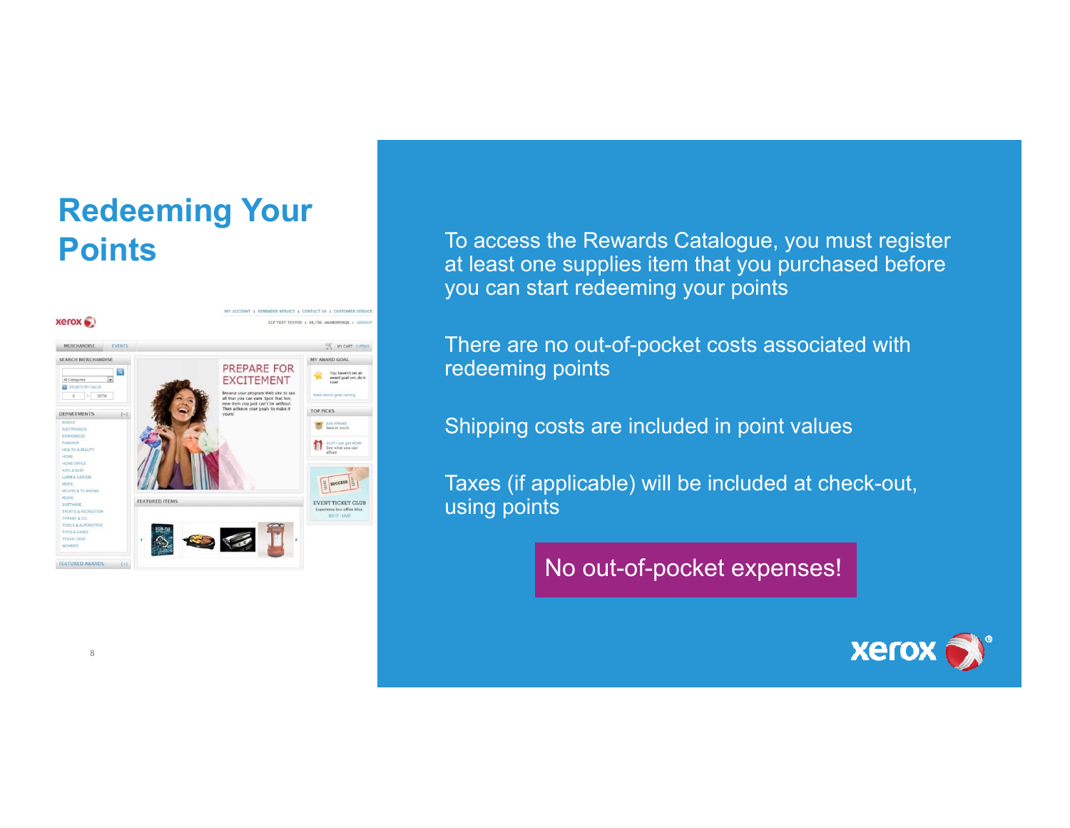# Redeeming Your Points

To access the Rewards Catalogue, you must register at least one supplies item that you purchased before you can start redeeming your points

There are no out-of-pocket costs associated with redeeming points

Shipping costs are included in point values

Taxes (if applicable) will be included at check-out, using points

**No out-of-pocket expenses!**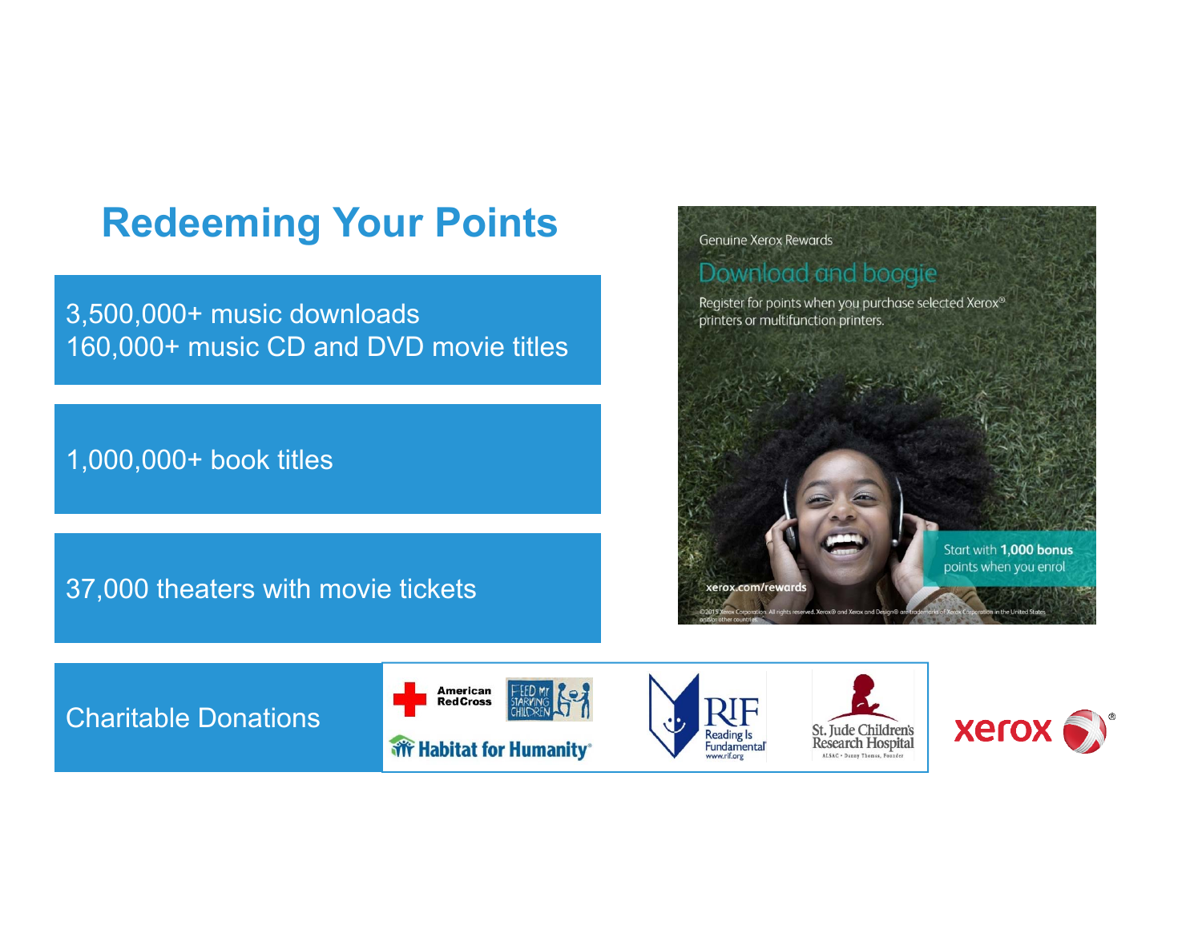# Redeeming Your Points

3,500,000+ music downloads
160,000+ music CD and DVD movie titles

1,000,000+ book titles

37,000 theaters with movie tickets

Charitable Donations

American Red Cross

Feed My Starving Children

Habitat for Humanity®

RIF Reading Is Fundamental® www.rif.org

St. Jude Children's Research Hospital
ALSAC • Danny Thomas, Founder

Genuine Xerox Rewards

Download and boogie

Register for points when you purchase selected Xerox® printers or multifunction printers.

Start with **1,000 bonus** points when you enrol

xerox.com/rewards

©2015 Xerox Corporation. All rights reserved. Xerox® and Xerox and Design® are trademarks of Xerox Corporation in the United States and/or other countries.

xerox®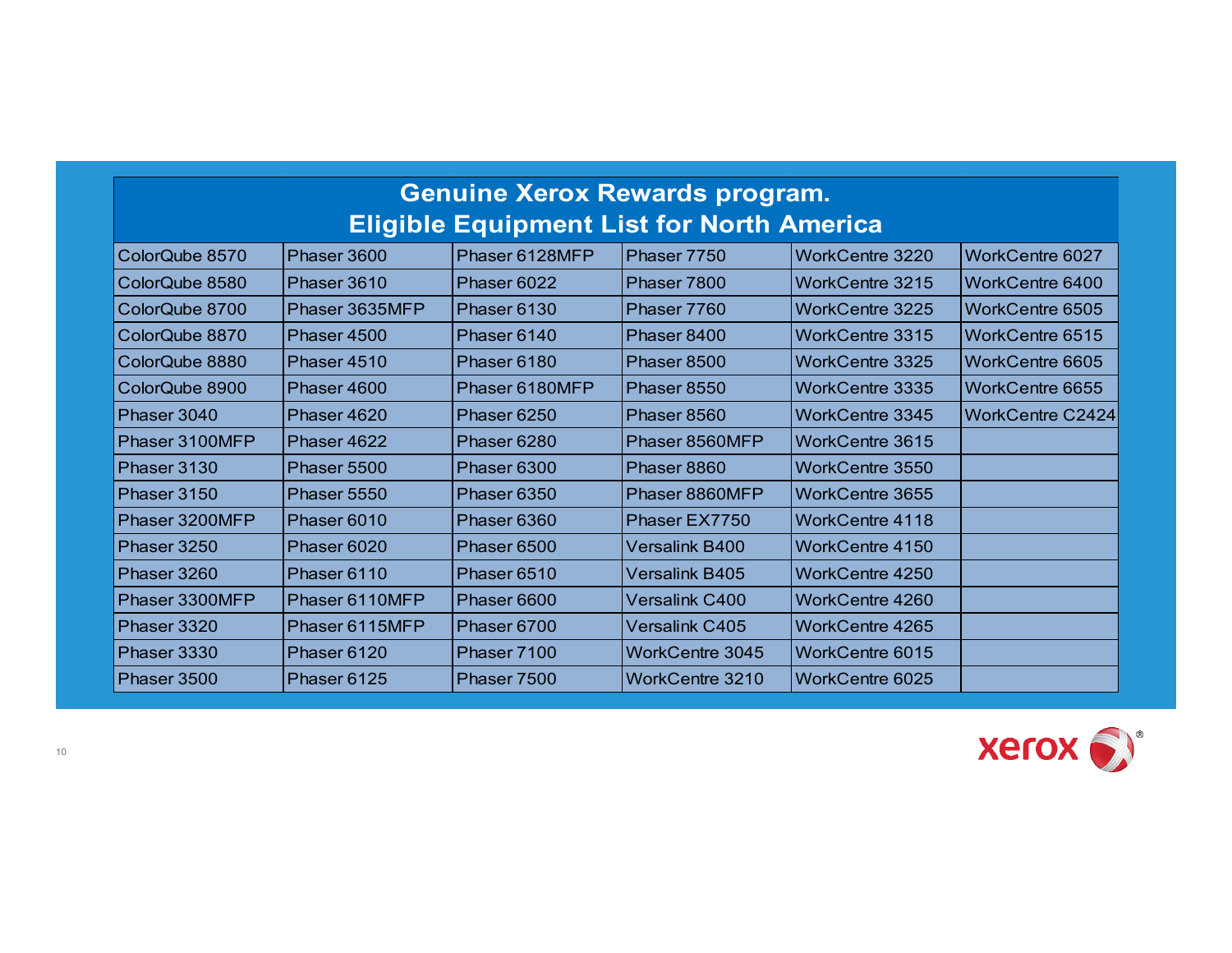# Genuine Xerox Rewards program.
## Eligible Equipment List for North America

| | | | | | |
|---|---|---|---|---|---|
| ColorQube 8570 | Phaser 3600 | Phaser 6128MFP | Phaser 7750 | WorkCentre 3220 | WorkCentre 6027 |
| ColorQube 8580 | Phaser 3610 | Phaser 6022 | Phaser 7800 | WorkCentre 3215 | WorkCentre 6400 |
| ColorQube 8700 | Phaser 3635MFP | Phaser 6130 | Phaser 7760 | WorkCentre 3225 | WorkCentre 6505 |
| ColorQube 8870 | Phaser 4500 | Phaser 6140 | Phaser 8400 | WorkCentre 3315 | WorkCentre 6515 |
| ColorQube 8880 | Phaser 4510 | Phaser 6180 | Phaser 8500 | WorkCentre 3325 | WorkCentre 6605 |
| ColorQube 8900 | Phaser 4600 | Phaser 6180MFP | Phaser 8550 | WorkCentre 3335 | WorkCentre 6655 |
| Phaser 3040 | Phaser 4620 | Phaser 6250 | Phaser 8560 | WorkCentre 3345 | WorkCentre C2424 |
| Phaser 3100MFP | Phaser 4622 | Phaser 6280 | Phaser 8560MFP | WorkCentre 3615 | |
| Phaser 3130 | Phaser 5500 | Phaser 6300 | Phaser 8860 | WorkCentre 3550 | |
| Phaser 3150 | Phaser 5550 | Phaser 6350 | Phaser 8860MFP | WorkCentre 3655 | |
| Phaser 3200MFP | Phaser 6010 | Phaser 6360 | Phaser EX7750 | WorkCentre 4118 | |
| Phaser 3250 | Phaser 6020 | Phaser 6500 | Versalink B400 | WorkCentre 4150 | |
| Phaser 3260 | Phaser 6110 | Phaser 6510 | Versalink B405 | WorkCentre 4250 | |
| Phaser 3300MFP | Phaser 6110MFP | Phaser 6600 | Versalink C400 | WorkCentre 4260 | |
| Phaser 3320 | Phaser 6115MFP | Phaser 6700 | Versalink C405 | WorkCentre 4265 | |
| Phaser 3330 | Phaser 6120 | Phaser 7100 | WorkCentre 3045 | WorkCentre 6015 | |
| Phaser 3500 | Phaser 6125 | Phaser 7500 | WorkCentre 3210 | WorkCentre 6025 | |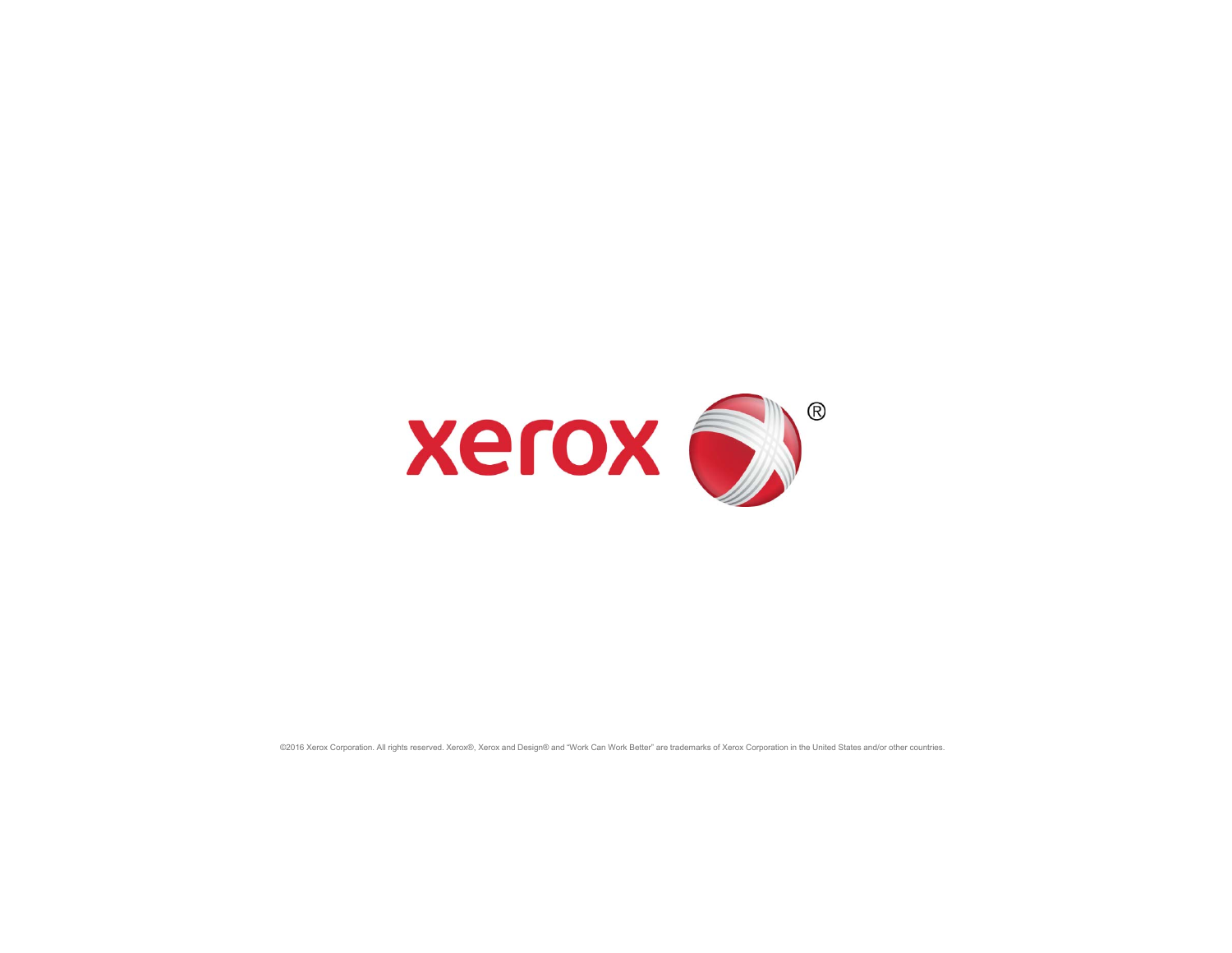xerox ®

©2016 Xerox Corporation. All rights reserved. Xerox®, Xerox and Design® and "Work Can Work Better" are trademarks of Xerox Corporation in the United States and/or other countries.